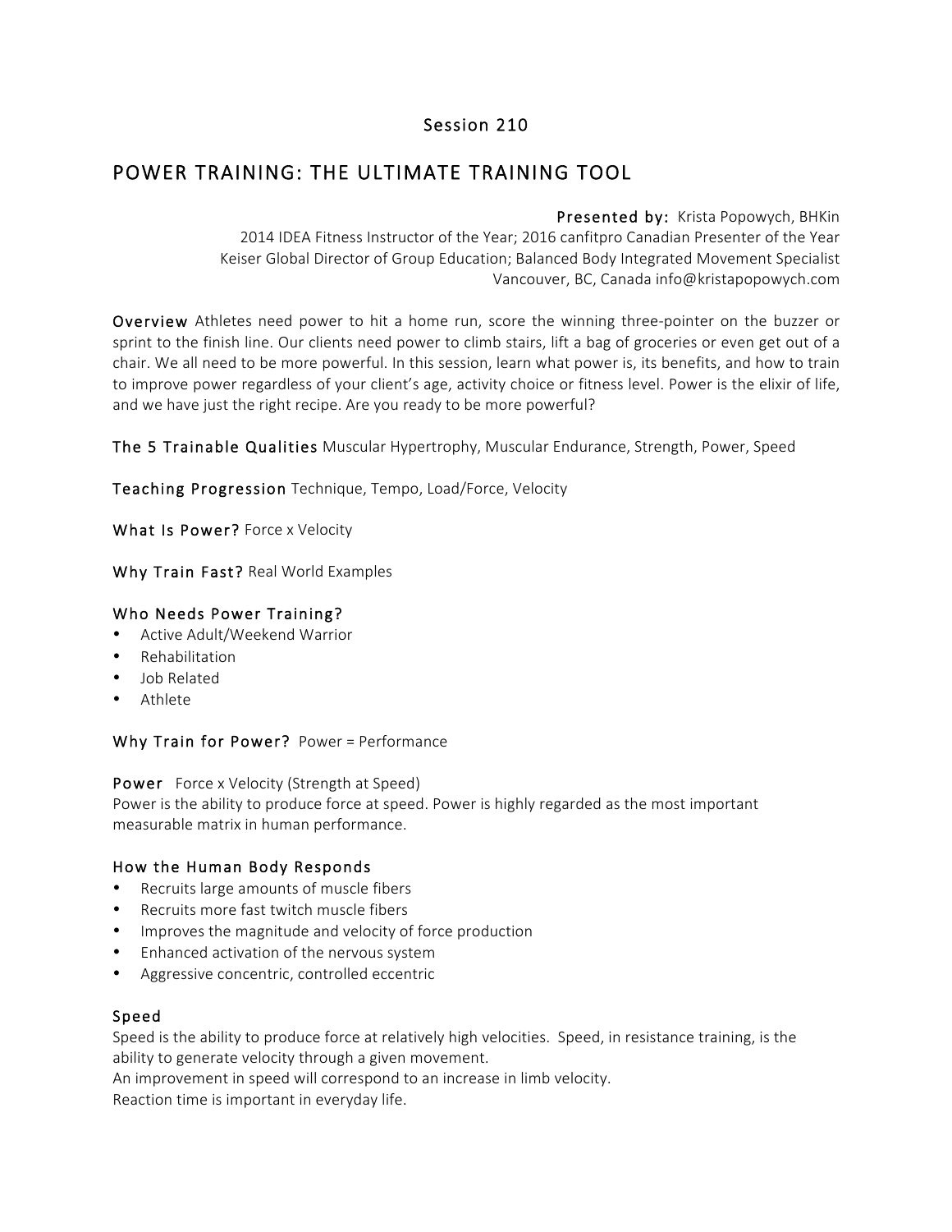Session 210

# POWER TRAINING: THE ULTIMATE TRAINING TOOL

**Presented by:** Krista Popowych, BHKin
2014 IDEA Fitness Instructor of the Year; 2016 canfitpro Canadian Presenter of the Year
Keiser Global Director of Group Education; Balanced Body Integrated Movement Specialist
Vancouver, BC, Canada info@kristapopowych.com

**Overview** Athletes need power to hit a home run, score the winning three-pointer on the buzzer or sprint to the finish line. Our clients need power to climb stairs, lift a bag of groceries or even get out of a chair. We all need to be more powerful. In this session, learn what power is, its benefits, and how to train to improve power regardless of your client's age, activity choice or fitness level. Power is the elixir of life, and we have just the right recipe. Are you ready to be more powerful?

**The 5 Trainable Qualities** Muscular Hypertrophy, Muscular Endurance, Strength, Power, Speed

**Teaching Progression** Technique, Tempo, Load/Force, Velocity

**What Is Power?** Force x Velocity

**Why Train Fast?** Real World Examples

### Who Needs Power Training?

- Active Adult/Weekend Warrior
- Rehabilitation
- Job Related
- Athlete

### Why Train for Power? Power = Performance

### Power Force x Velocity (Strength at Speed)

Power is the ability to produce force at speed. Power is highly regarded as the most important measurable matrix in human performance.

### How the Human Body Responds

- Recruits large amounts of muscle fibers
- Recruits more fast twitch muscle fibers
- Improves the magnitude and velocity of force production
- Enhanced activation of the nervous system
- Aggressive concentric, controlled eccentric

### Speed

Speed is the ability to produce force at relatively high velocities. Speed, in resistance training, is the ability to generate velocity through a given movement.
An improvement in speed will correspond to an increase in limb velocity.
Reaction time is important in everyday life.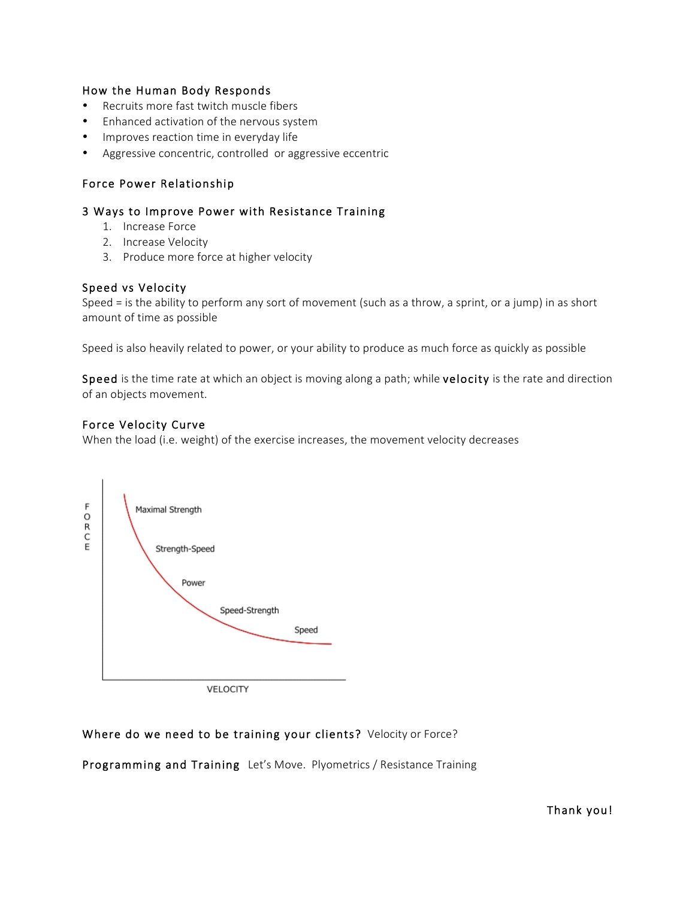### How the Human Body Responds

- Recruits more fast twitch muscle fibers
- Enhanced activation of the nervous system
- Improves reaction time in everyday life
- Aggressive concentric, controlled  or aggressive eccentric

### Force Power Relationship

### 3 Ways to Improve Power with Resistance Training

1. Increase Force
2. Increase Velocity
3. Produce more force at higher velocity

### Speed vs Velocity

Speed = is the ability to perform any sort of movement (such as a throw, a sprint, or a jump) in as short amount of time as possible

Speed is also heavily related to power, or your ability to produce as much force as quickly as possible

**Speed** is the time rate at which an object is moving along a path; while **velocity** is the rate and direction of an objects movement.

### Force Velocity Curve

When the load (i.e. weight) of the exercise increases, the movement velocity decreases

FORCE
Maximal Strength
Strength-Speed
Power
Speed-Strength
Speed
VELOCITY

**Where do we need to be training your clients?** Velocity or Force?

**Programming and Training** Let's Move.  Plyometrics / Resistance Training

Thank you!